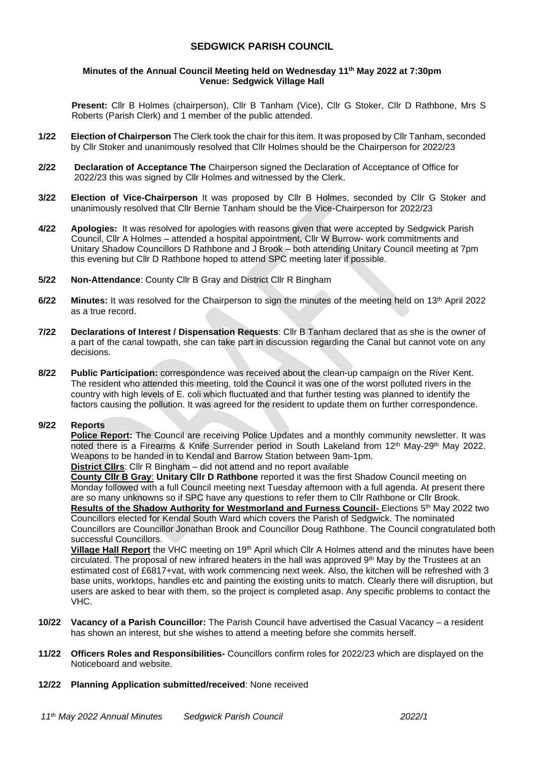# SEDGWICK PARISH COUNCIL

**Minutes of the Annual Council Meeting held on Wednesday 11th May 2022 at 7:30pm**
**Venue: Sedgwick Village Hall**

**Present:** Cllr B Holmes (chairperson), Cllr B Tanham (Vice), Cllr G Stoker, Cllr D Rathbone, Mrs S Roberts (Parish Clerk) and 1 member of the public attended.

**1/22 Election of Chairperson** The Clerk took the chair for this item. It was proposed by Cllr Tanham, seconded by Cllr Stoker and unanimously resolved that Cllr Holmes should be the Chairperson for 2022/23

**2/22 Declaration of Acceptance The** Chairperson signed the Declaration of Acceptance of Office for 2022/23 this was signed by Cllr Holmes and witnessed by the Clerk.

**3/22 Election of Vice-Chairperson** It was proposed by Cllr B Holmes, seconded by Cllr G Stoker and unanimously resolved that Cllr Bernie Tanham should be the Vice-Chairperson for 2022/23

**4/22 Apologies:** It was resolved for apologies with reasons given that were accepted by Sedgwick Parish Council, Cllr A Holmes – attended a hospital appointment, Cllr W Burrow- work commitments and Unitary Shadow Councillors D Rathbone and J Brook – both attending Unitary Council meeting at 7pm this evening but Cllr D Rathbone hoped to attend SPC meeting later if possible.

**5/22 Non-Attendance**: County Cllr B Gray and District Cllr R Bingham

**6/22 Minutes:** It was resolved for the Chairperson to sign the minutes of the meeting held on 13th April 2022 as a true record.

**7/22 Declarations of Interest / Dispensation Requests**: Cllr B Tanham declared that as she is the owner of a part of the canal towpath, she can take part in discussion regarding the Canal but cannot vote on any decisions.

**8/22 Public Participation:** correspondence was received about the clean-up campaign on the River Kent. The resident who attended this meeting, told the Council it was one of the worst polluted rivers in the country with high levels of E. coli which fluctuated and that further testing was planned to identify the factors causing the pollution. It was agreed for the resident to update them on further correspondence.

**9/22 Reports**

**Police Report:** The Council are receiving Police Updates and a monthly community newsletter. It was noted there is a Firearms & Knife Surrender period in South Lakeland from 12th May-29th May 2022. Weapons to be handed in to Kendal and Barrow Station between 9am-1pm.

**District Cllrs**: Cllr R Bingham – did not attend and no report available

**County Cllr B Gray**: **Unitary Cllr D Rathbone** reported it was the first Shadow Council meeting on Monday followed with a full Council meeting next Tuesday afternoon with a full agenda. At present there are so many unknowns so if SPC have any questions to refer them to Cllr Rathbone or Cllr Brook.

**Results of the Shadow Authority for Westmorland and Furness Council-** Elections 5th May 2022 two Councillors elected for Kendal South Ward which covers the Parish of Sedgwick. The nominated Councillors are Councillor Jonathan Brook and Councillor Doug Rathbone. The Council congratulated both successful Councillors.

**Village Hall Report** the VHC meeting on 19th April which Cllr A Holmes attend and the minutes have been circulated. The proposal of new infrared heaters in the hall was approved 9th May by the Trustees at an estimated cost of £6817+vat, with work commencing next week. Also, the kitchen will be refreshed with 3 base units, worktops, handles etc and painting the existing units to match. Clearly there will disruption, but users are asked to bear with them, so the project is completed asap. Any specific problems to contact the VHC.

**10/22 Vacancy of a Parish Councillor:** The Parish Council have advertised the Casual Vacancy – a resident has shown an interest, but she wishes to attend a meeting before she commits herself.

**11/22 Officers Roles and Responsibilities-** Councillors confirm roles for 2022/23 which are displayed on the Noticeboard and website.

**12/22 Planning Application submitted/received**: None received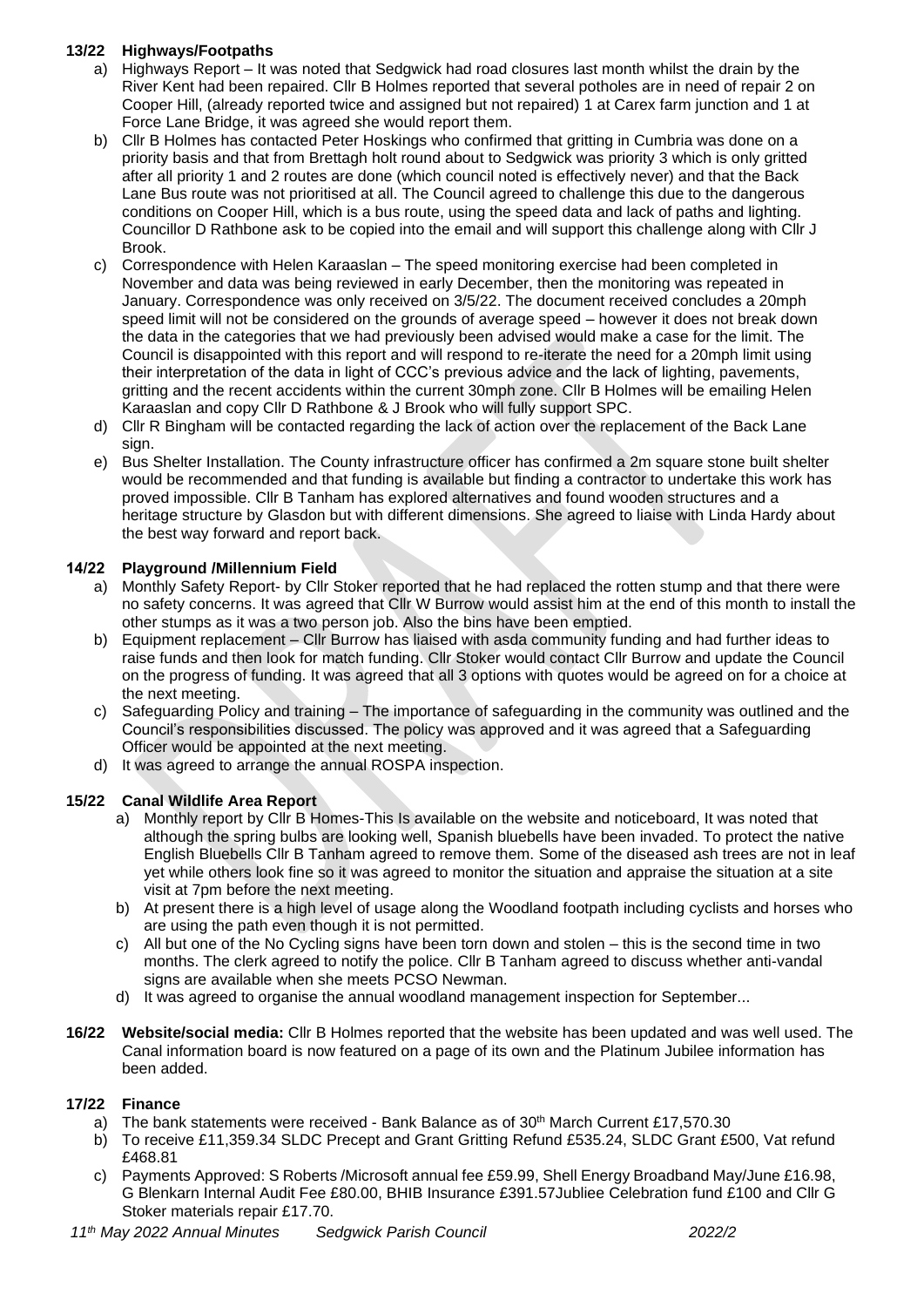### 13/22 Highways/Footpaths

a) Highways Report – It was noted that Sedgwick had road closures last month whilst the drain by the River Kent had been repaired. Cllr B Holmes reported that several potholes are in need of repair 2 on Cooper Hill, (already reported twice and assigned but not repaired) 1 at Carex farm junction and 1 at Force Lane Bridge, it was agreed she would report them.

b) Cllr B Holmes has contacted Peter Hoskings who confirmed that gritting in Cumbria was done on a priority basis and that from Brettagh holt round about to Sedgwick was priority 3 which is only gritted after all priority 1 and 2 routes are done (which council noted is effectively never) and that the Back Lane Bus route was not prioritised at all. The Council agreed to challenge this due to the dangerous conditions on Cooper Hill, which is a bus route, using the speed data and lack of paths and lighting. Councillor D Rathbone ask to be copied into the email and will support this challenge along with Cllr J Brook.

c) Correspondence with Helen Karaaslan – The speed monitoring exercise had been completed in November and data was being reviewed in early December, then the monitoring was repeated in January. Correspondence was only received on 3/5/22. The document received concludes a 20mph speed limit will not be considered on the grounds of average speed – however it does not break down the data in the categories that we had previously been advised would make a case for the limit. The Council is disappointed with this report and will respond to re-iterate the need for a 20mph limit using their interpretation of the data in light of CCC's previous advice and the lack of lighting, pavements, gritting and the recent accidents within the current 30mph zone. Cllr B Holmes will be emailing Helen Karaaslan and copy Cllr D Rathbone & J Brook who will fully support SPC.

d) Cllr R Bingham will be contacted regarding the lack of action over the replacement of the Back Lane sign.

e) Bus Shelter Installation. The County infrastructure officer has confirmed a 2m square stone built shelter would be recommended and that funding is available but finding a contractor to undertake this work has proved impossible. Cllr B Tanham has explored alternatives and found wooden structures and a heritage structure by Glasdon but with different dimensions. She agreed to liaise with Linda Hardy about the best way forward and report back.

### 14/22 Playground /Millennium Field

a) Monthly Safety Report- by Cllr Stoker reported that he had replaced the rotten stump and that there were no safety concerns. It was agreed that Cllr W Burrow would assist him at the end of this month to install the other stumps as it was a two person job. Also the bins have been emptied.

b) Equipment replacement – Cllr Burrow has liaised with asda community funding and had further ideas to raise funds and then look for match funding. Cllr Stoker would contact Cllr Burrow and update the Council on the progress of funding. It was agreed that all 3 options with quotes would be agreed on for a choice at the next meeting.

c) Safeguarding Policy and training – The importance of safeguarding in the community was outlined and the Council's responsibilities discussed. The policy was approved and it was agreed that a Safeguarding Officer would be appointed at the next meeting.

d) It was agreed to arrange the annual ROSPA inspection.

### 15/22 Canal Wildlife Area Report

a) Monthly report by Cllr B Homes-This Is available on the website and noticeboard, It was noted that although the spring bulbs are looking well, Spanish bluebells have been invaded. To protect the native English Bluebells Cllr B Tanham agreed to remove them. Some of the diseased ash trees are not in leaf yet while others look fine so it was agreed to monitor the situation and appraise the situation at a site visit at 7pm before the next meeting.

b) At present there is a high level of usage along the Woodland footpath including cyclists and horses who are using the path even though it is not permitted.

c) All but one of the No Cycling signs have been torn down and stolen – this is the second time in two months. The clerk agreed to notify the police. Cllr B Tanham agreed to discuss whether anti-vandal signs are available when she meets PCSO Newman.

d) It was agreed to organise the annual woodland management inspection for September...

**16/22 Website/social media:** Cllr B Holmes reported that the website has been updated and was well used. The Canal information board is now featured on a page of its own and the Platinum Jubilee information has been added.

### 17/22 Finance

a) The bank statements were received - Bank Balance as of 30th March Current £17,570.30

b) To receive £11,359.34 SLDC Precept and Grant Gritting Refund £535.24, SLDC Grant £500, Vat refund £468.81

c) Payments Approved: S Roberts /Microsoft annual fee £59.99, Shell Energy Broadband May/June £16.98, G Blenkarn Internal Audit Fee £80.00, BHIB Insurance £391.57Jubliee Celebration fund £100 and Cllr G Stoker materials repair £17.70.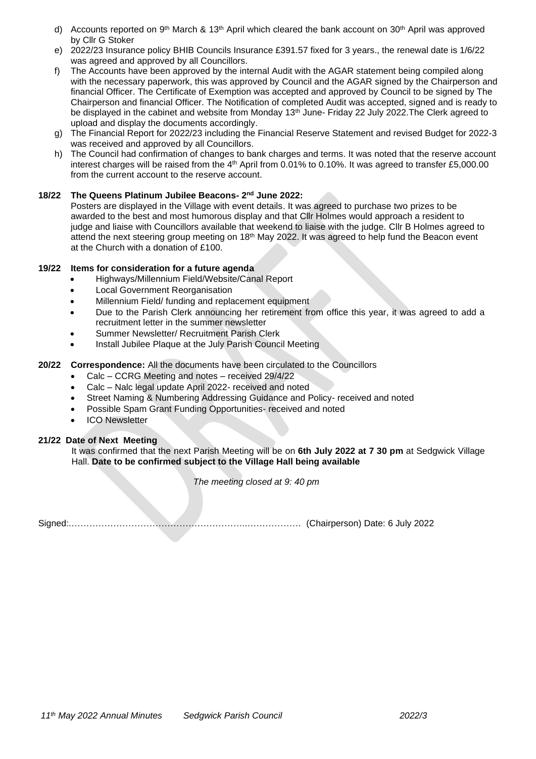d) Accounts reported on 9th March & 13th April which cleared the bank account on 30th April was approved by Cllr G Stoker
e) 2022/23 Insurance policy BHIB Councils Insurance £391.57 fixed for 3 years., the renewal date is 1/6/22 was agreed and approved by all Councillors.
f) The Accounts have been approved by the internal Audit with the AGAR statement being compiled along with the necessary paperwork, this was approved by Council and the AGAR signed by the Chairperson and financial Officer. The Certificate of Exemption was accepted and approved by Council to be signed by The Chairperson and financial Officer. The Notification of completed Audit was accepted, signed and is ready to be displayed in the cabinet and website from Monday 13th June- Friday 22 July 2022.The Clerk agreed to upload and display the documents accordingly.
g) The Financial Report for 2022/23 including the Financial Reserve Statement and revised Budget for 2022-3 was received and approved by all Councillors.
h) The Council had confirmation of changes to bank charges and terms. It was noted that the reserve account interest charges will be raised from the 4th April from 0.01% to 0.10%. It was agreed to transfer £5,000.00 from the current account to the reserve account.

**18/22 The Queens Platinum Jubilee Beacons- 2nd June 2022:**

Posters are displayed in the Village with event details. It was agreed to purchase two prizes to be awarded to the best and most humorous display and that Cllr Holmes would approach a resident to judge and liaise with Councillors available that weekend to liaise with the judge. Cllr B Holmes agreed to attend the next steering group meeting on 18th May 2022. It was agreed to help fund the Beacon event at the Church with a donation of £100.

**19/22 Items for consideration for a future agenda**

- Highways/Millennium Field/Website/Canal Report
- Local Government Reorganisation
- Millennium Field/ funding and replacement equipment
- Due to the Parish Clerk announcing her retirement from office this year, it was agreed to add a recruitment letter in the summer newsletter
- Summer Newsletter/ Recruitment Parish Clerk
- Install Jubilee Plaque at the July Parish Council Meeting

**20/22 Correspondence:** All the documents have been circulated to the Councillors

- Calc – CCRG Meeting and notes – received 29/4/22
- Calc – Nalc legal update April 2022- received and noted
- Street Naming & Numbering Addressing Guidance and Policy- received and noted
- Possible Spam Grant Funding Opportunities- received and noted
- ICO Newsletter

**21/22 Date of Next Meeting**

It was confirmed that the next Parish Meeting will be on **6th July 2022 at 7 30 pm** at Sedgwick Village Hall. **Date to be confirmed subject to the Village Hall being available**

*The meeting closed at 9: 40 pm*

Signed:……………………………………………………..……………… (Chairperson) Date: 6 July 2022